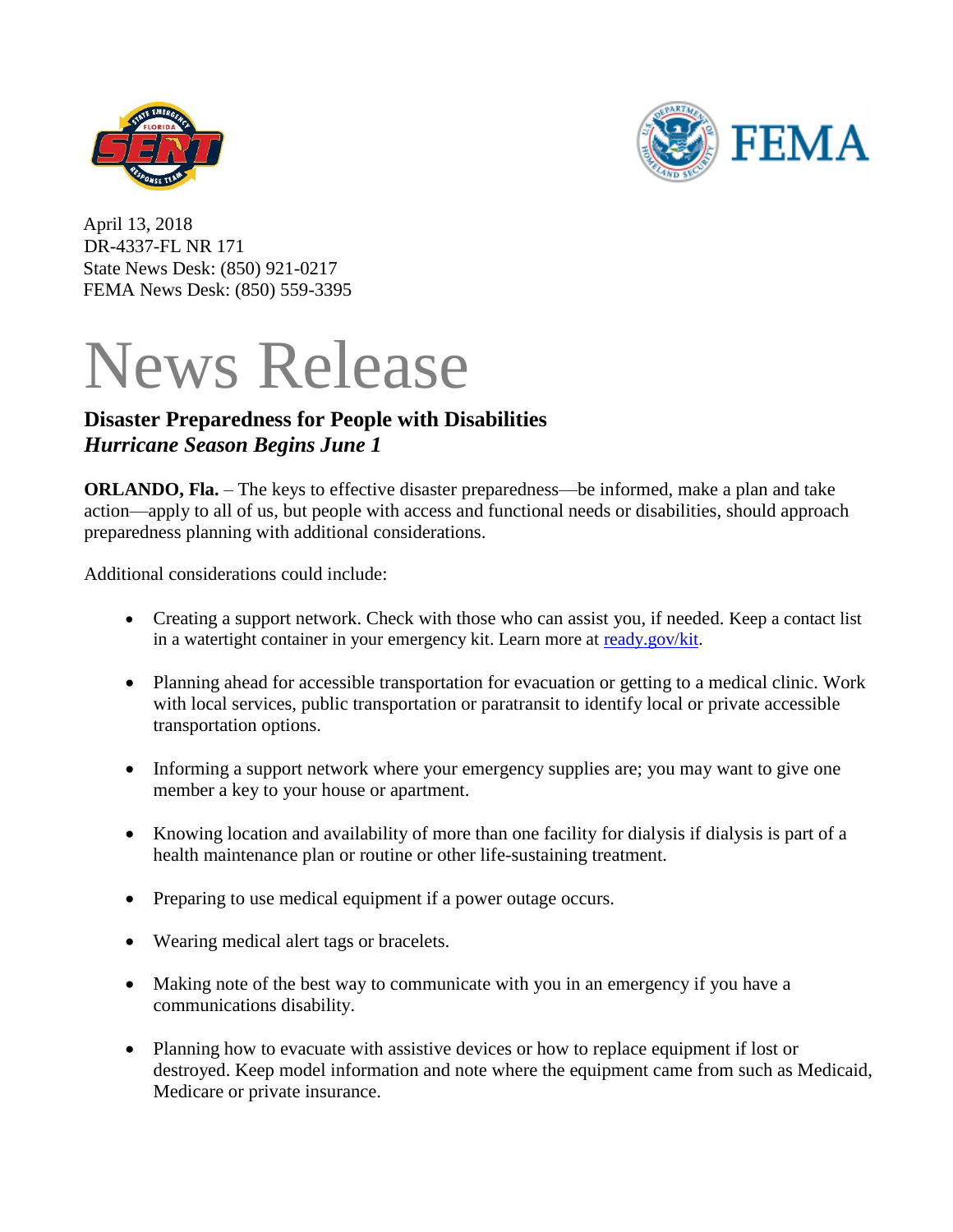April 13, 2018
DR-4337-FL NR 171
State News Desk: (850) 921-0217
FEMA News Desk: (850) 559-3395

# News Release

## Disaster Preparedness for People with Disabilities

### *Hurricane Season Begins June 1*

**ORLANDO, Fla.** – The keys to effective disaster preparedness—be informed, make a plan and take action—apply to all of us, but people with access and functional needs or disabilities, should approach preparedness planning with additional considerations.

Additional considerations could include:

- Creating a support network. Check with those who can assist you, if needed. Keep a contact list in a watertight container in your emergency kit. Learn more at [ready.gov/kit](ready.gov/kit).
- Planning ahead for accessible transportation for evacuation or getting to a medical clinic. Work with local services, public transportation or paratransit to identify local or private accessible transportation options.
- Informing a support network where your emergency supplies are; you may want to give one member a key to your house or apartment.
- Knowing location and availability of more than one facility for dialysis if dialysis is part of a health maintenance plan or routine or other life-sustaining treatment.
- Preparing to use medical equipment if a power outage occurs.
- Wearing medical alert tags or bracelets.
- Making note of the best way to communicate with you in an emergency if you have a communications disability.
- Planning how to evacuate with assistive devices or how to replace equipment if lost or destroyed. Keep model information and note where the equipment came from such as Medicaid, Medicare or private insurance.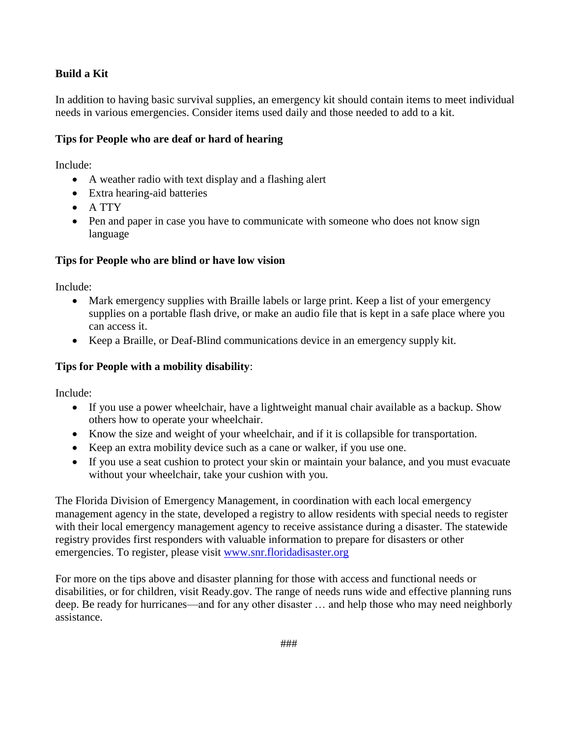**Build a Kit**

In addition to having basic survival supplies, an emergency kit should contain items to meet individual needs in various emergencies. Consider items used daily and those needed to add to a kit.

**Tips for People who are deaf or hard of hearing**

Include:

- A weather radio with text display and a flashing alert
- Extra hearing-aid batteries
- A TTY
- Pen and paper in case you have to communicate with someone who does not know sign language

**Tips for People who are blind or have low vision**

Include:

- Mark emergency supplies with Braille labels or large print. Keep a list of your emergency supplies on a portable flash drive, or make an audio file that is kept in a safe place where you can access it.
- Keep a Braille, or Deaf-Blind communications device in an emergency supply kit.

**Tips for People with a mobility disability**:

Include:

- If you use a power wheelchair, have a lightweight manual chair available as a backup. Show others how to operate your wheelchair.
- Know the size and weight of your wheelchair, and if it is collapsible for transportation.
- Keep an extra mobility device such as a cane or walker, if you use one.
- If you use a seat cushion to protect your skin or maintain your balance, and you must evacuate without your wheelchair, take your cushion with you.

The Florida Division of Emergency Management, in coordination with each local emergency management agency in the state, developed a registry to allow residents with special needs to register with their local emergency management agency to receive assistance during a disaster. The statewide registry provides first responders with valuable information to prepare for disasters or other emergencies. To register, please visit [www.snr.floridadisaster.org](http://www.snr.floridadisaster.org)

For more on the tips above and disaster planning for those with access and functional needs or disabilities, or for children, visit Ready.gov. The range of needs runs wide and effective planning runs deep. Be ready for hurricanes—and for any other disaster … and help those who may need neighborly assistance.

###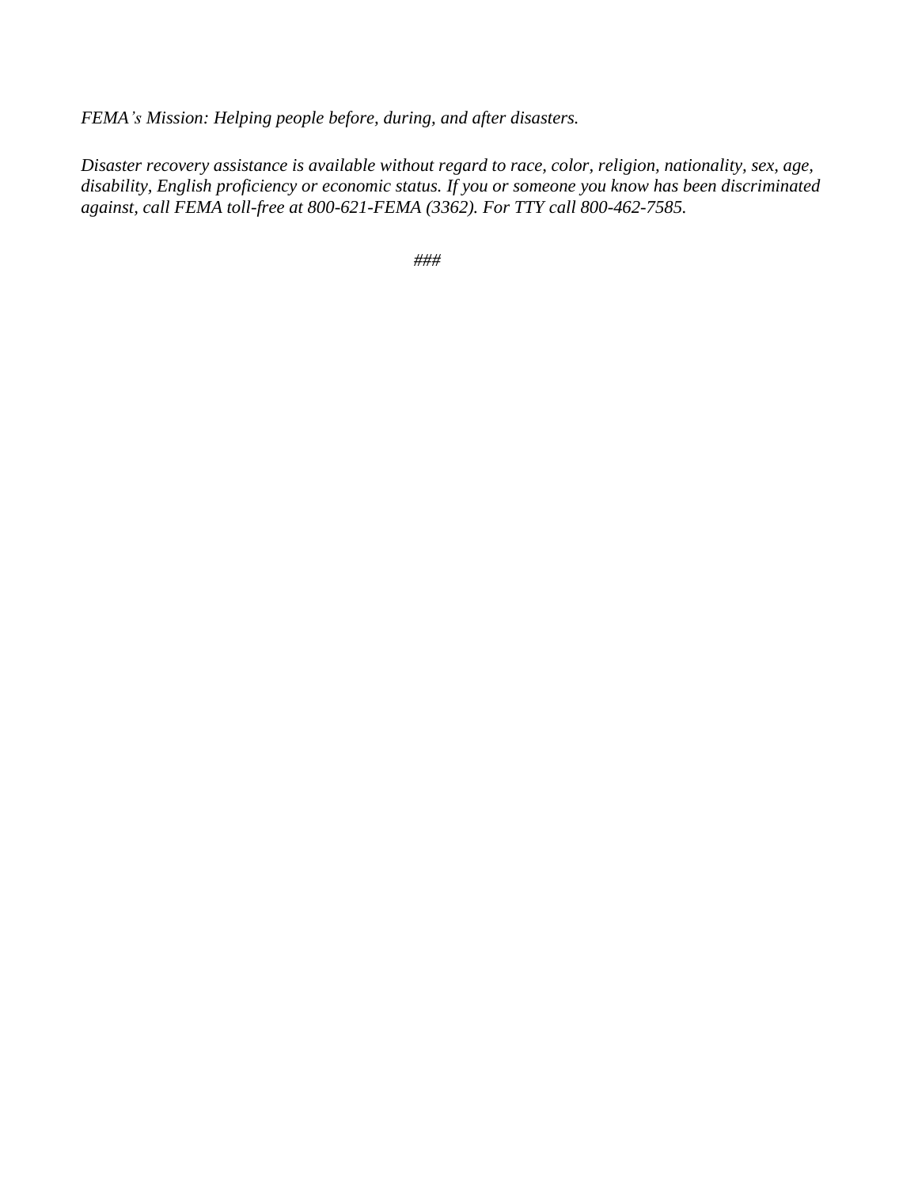*FEMA's Mission: Helping people before, during, and after disasters.*

*Disaster recovery assistance is available without regard to race, color, religion, nationality, sex, age, disability, English proficiency or economic status. If you or someone you know has been discriminated against, call FEMA toll-free at 800-621-FEMA (3362). For TTY call 800-462-7585.*

*###*